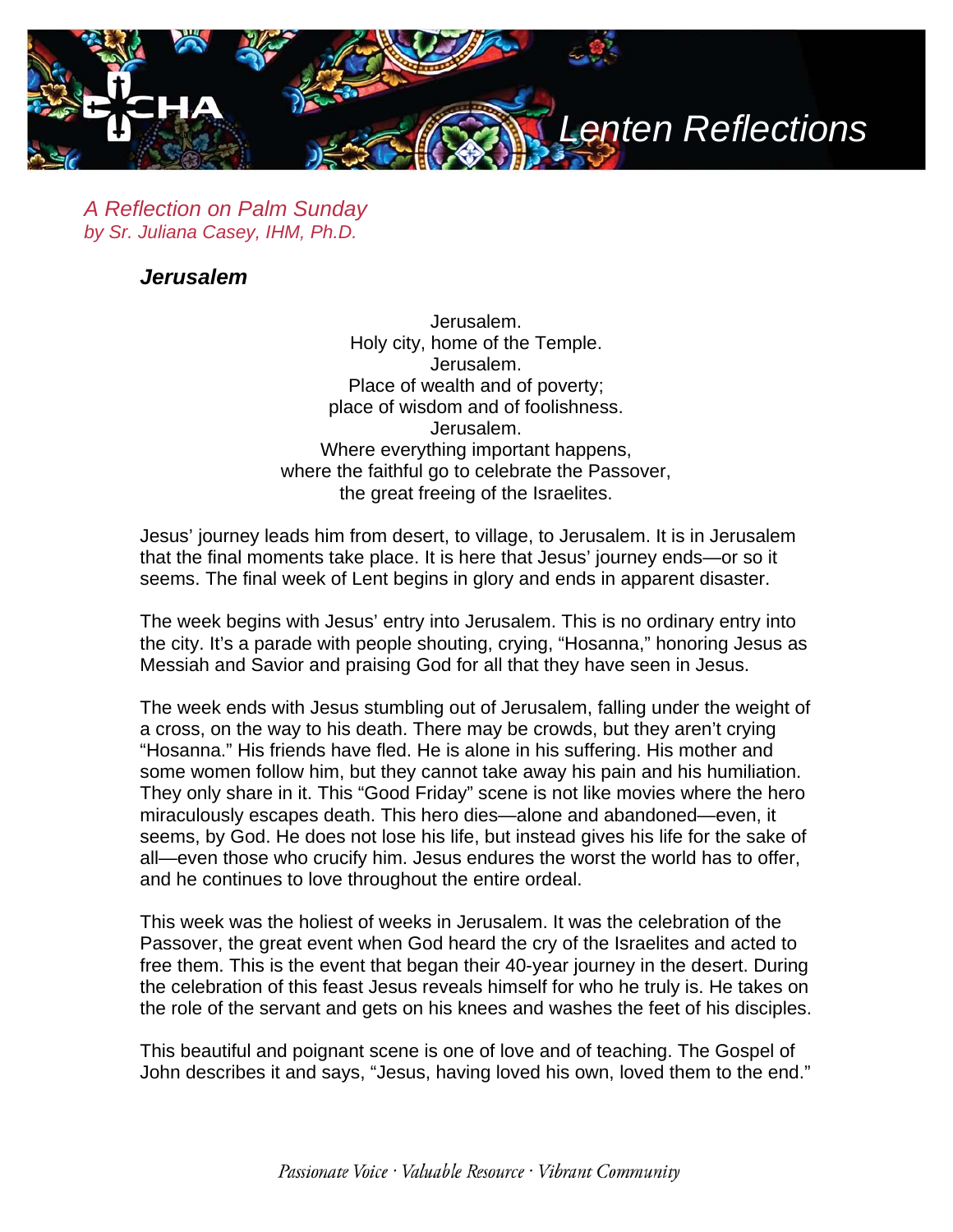# Lenten Reflections

*A Reflection on Palm Sunday*
*by Sr. Juliana Casey, IHM, Ph.D.*

## ***Jerusalem***

Jerusalem.
Holy city, home of the Temple.
Jerusalem.
Place of wealth and of poverty;
place of wisdom and of foolishness.
Jerusalem.
Where everything important happens,
where the faithful go to celebrate the Passover,
the great freeing of the Israelites.

Jesus' journey leads him from desert, to village, to Jerusalem. It is in Jerusalem that the final moments take place. It is here that Jesus' journey ends—or so it seems. The final week of Lent begins in glory and ends in apparent disaster.

The week begins with Jesus' entry into Jerusalem. This is no ordinary entry into the city. It's a parade with people shouting, crying, "Hosanna," honoring Jesus as Messiah and Savior and praising God for all that they have seen in Jesus.

The week ends with Jesus stumbling out of Jerusalem, falling under the weight of a cross, on the way to his death. There may be crowds, but they aren't crying "Hosanna." His friends have fled. He is alone in his suffering. His mother and some women follow him, but they cannot take away his pain and his humiliation. They only share in it. This "Good Friday" scene is not like movies where the hero miraculously escapes death. This hero dies—alone and abandoned—even, it seems, by God. He does not lose his life, but instead gives his life for the sake of all—even those who crucify him. Jesus endures the worst the world has to offer, and he continues to love throughout the entire ordeal.

This week was the holiest of weeks in Jerusalem. It was the celebration of the Passover, the great event when God heard the cry of the Israelites and acted to free them. This is the event that began their 40-year journey in the desert. During the celebration of this feast Jesus reveals himself for who he truly is. He takes on the role of the servant and gets on his knees and washes the feet of his disciples.

This beautiful and poignant scene is one of love and of teaching. The Gospel of John describes it and says, "Jesus, having loved his own, loved them to the end."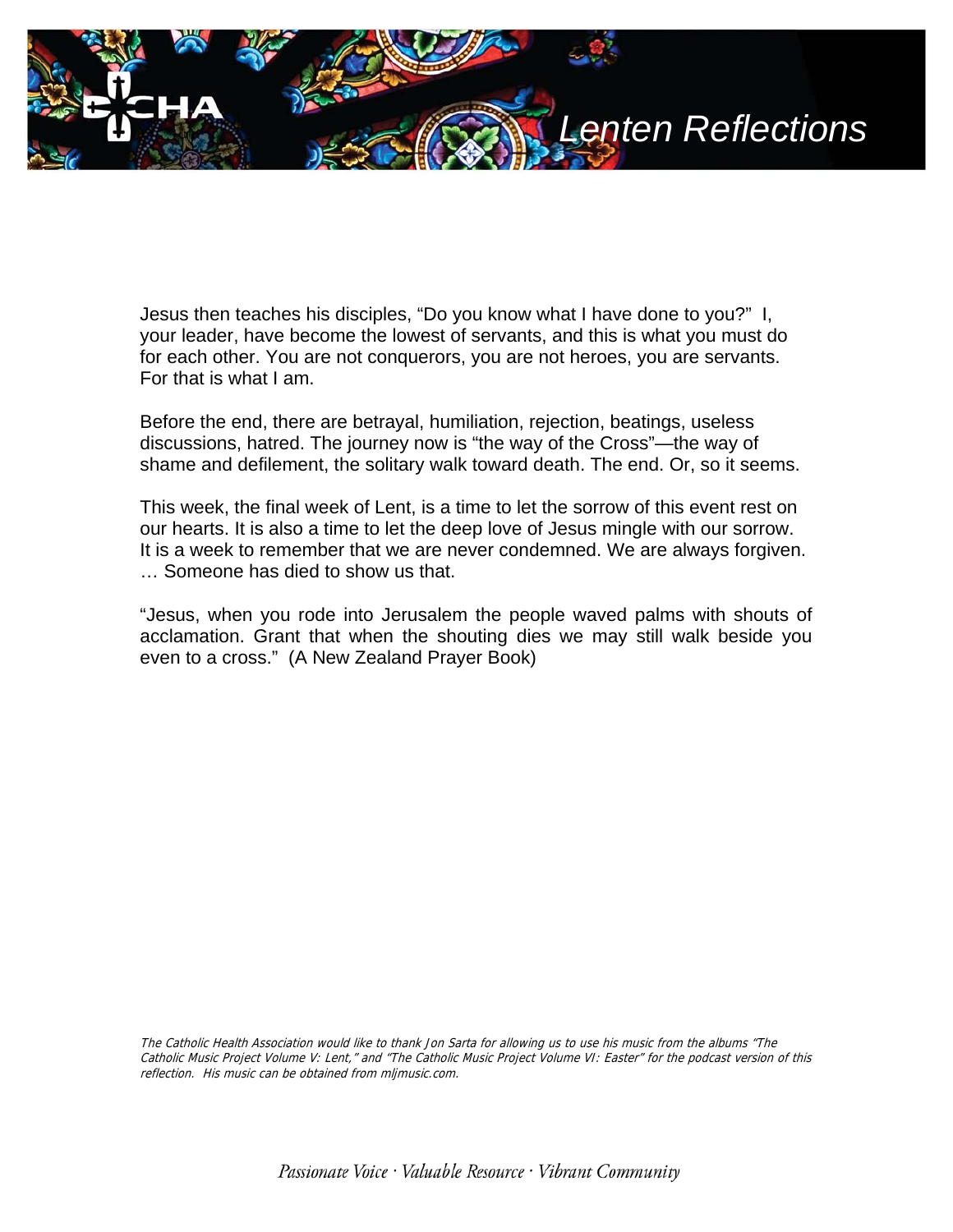Jesus then teaches his disciples, "Do you know what I have done to you?" I, your leader, have become the lowest of servants, and this is what you must do for each other. You are not conquerors, you are not heroes, you are servants. For that is what I am.

Before the end, there are betrayal, humiliation, rejection, beatings, useless discussions, hatred. The journey now is "the way of the Cross"—the way of shame and defilement, the solitary walk toward death. The end. Or, so it seems.

This week, the final week of Lent, is a time to let the sorrow of this event rest on our hearts. It is also a time to let the deep love of Jesus mingle with our sorrow. It is a week to remember that we are never condemned. We are always forgiven. … Someone has died to show us that.

"Jesus, when you rode into Jerusalem the people waved palms with shouts of acclamation. Grant that when the shouting dies we may still walk beside you even to a cross." (A New Zealand Prayer Book)

*The Catholic Health Association would like to thank Jon Sarta for allowing us to use his music from the albums "The Catholic Music Project Volume V: Lent," and "The Catholic Music Project Volume VI: Easter" for the podcast version of this reflection. His music can be obtained from mljmusic.com.*